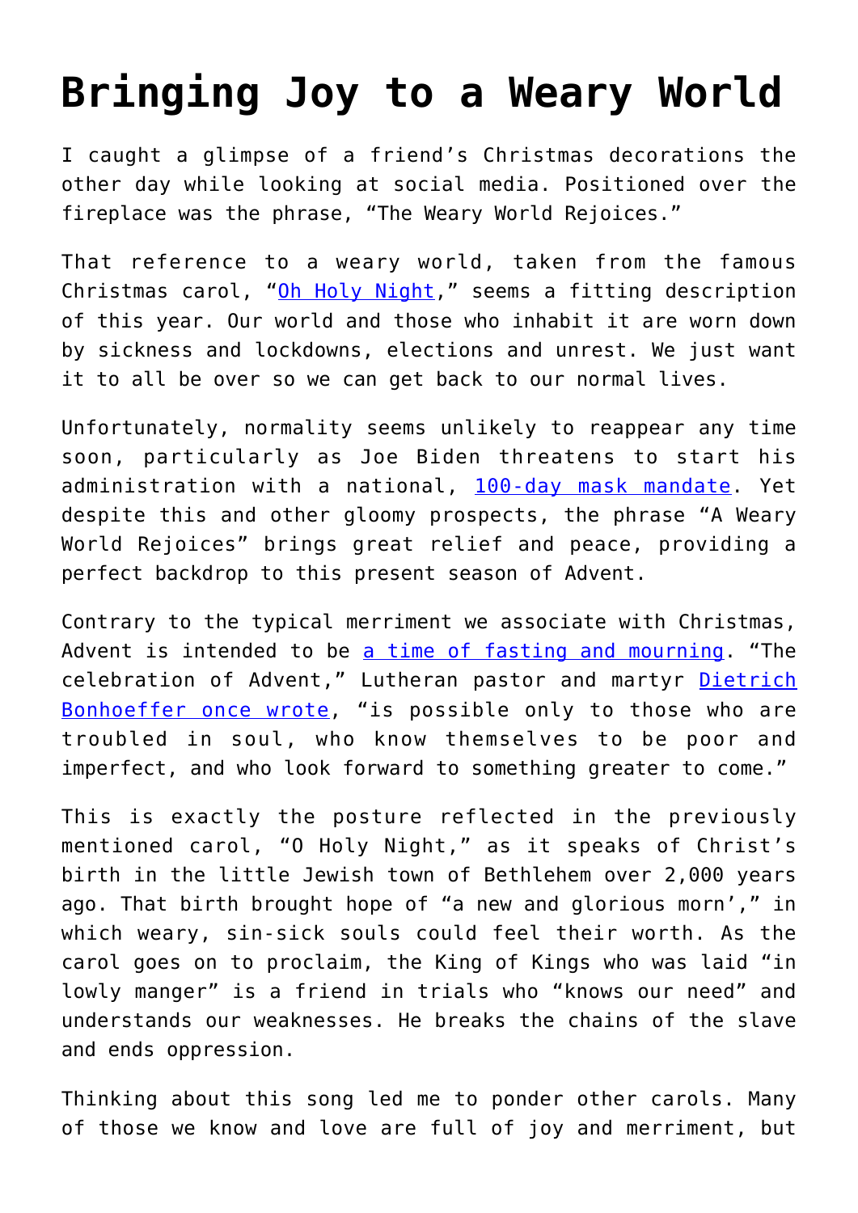# Bringing Joy to a Weary World

I caught a glimpse of a friend's Christmas decorations the other day while looking at social media. Positioned over the fireplace was the phrase, "The Weary World Rejoices."

That reference to a weary world, taken from the famous Christmas carol, "Oh Holy Night," seems a fitting description of this year. Our world and those who inhabit it are worn down by sickness and lockdowns, elections and unrest. We just want it to all be over so we can get back to our normal lives.

Unfortunately, normality seems unlikely to reappear any time soon, particularly as Joe Biden threatens to start his administration with a national, 100-day mask mandate. Yet despite this and other gloomy prospects, the phrase "A Weary World Rejoices" brings great relief and peace, providing a perfect backdrop to this present season of Advent.

Contrary to the typical merriment we associate with Christmas, Advent is intended to be a time of fasting and mourning. "The celebration of Advent," Lutheran pastor and martyr Dietrich Bonhoeffer once wrote, "is possible only to those who are troubled in soul, who know themselves to be poor and imperfect, and who look forward to something greater to come."

This is exactly the posture reflected in the previously mentioned carol, "O Holy Night," as it speaks of Christ's birth in the little Jewish town of Bethlehem over 2,000 years ago. That birth brought hope of "a new and glorious morn'," in which weary, sin-sick souls could feel their worth. As the carol goes on to proclaim, the King of Kings who was laid "in lowly manger" is a friend in trials who "knows our need" and understands our weaknesses. He breaks the chains of the slave and ends oppression.

Thinking about this song led me to ponder other carols. Many of those we know and love are full of joy and merriment, but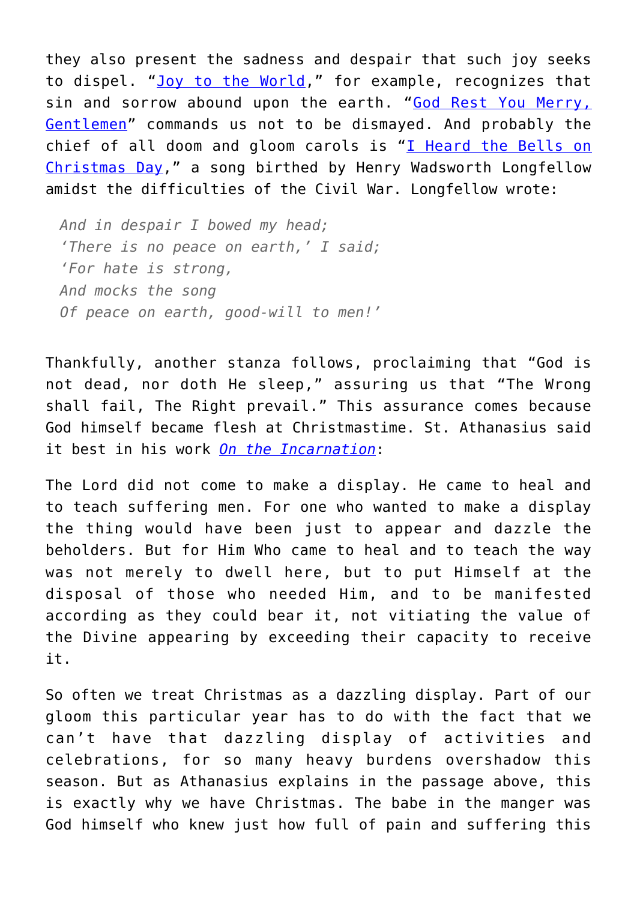they also present the sadness and despair that such joy seeks to dispel. "Joy to the World," for example, recognizes that sin and sorrow abound upon the earth. "God Rest You Merry, Gentlemen" commands us not to be dismayed. And probably the chief of all doom and gloom carols is "I Heard the Bells on Christmas Day," a song birthed by Henry Wadsworth Longfellow amidst the difficulties of the Civil War. Longfellow wrote:

> *And in despair I bowed my head;*
> *'There is no peace on earth,' I said;*
> *'For hate is strong,*
> *And mocks the song*
> *Of peace on earth, good-will to men!'*

Thankfully, another stanza follows, proclaiming that "God is not dead, nor doth He sleep," assuring us that "The Wrong shall fail, The Right prevail." This assurance comes because God himself became flesh at Christmastime. St. Athanasius said it best in his work *On the Incarnation*:

The Lord did not come to make a display. He came to heal and to teach suffering men. For one who wanted to make a display the thing would have been just to appear and dazzle the beholders. But for Him Who came to heal and to teach the way was not merely to dwell here, but to put Himself at the disposal of those who needed Him, and to be manifested according as they could bear it, not vitiating the value of the Divine appearing by exceeding their capacity to receive it.

So often we treat Christmas as a dazzling display. Part of our gloom this particular year has to do with the fact that we can't have that dazzling display of activities and celebrations, for so many heavy burdens overshadow this season. But as Athanasius explains in the passage above, this is exactly why we have Christmas. The babe in the manger was God himself who knew just how full of pain and suffering this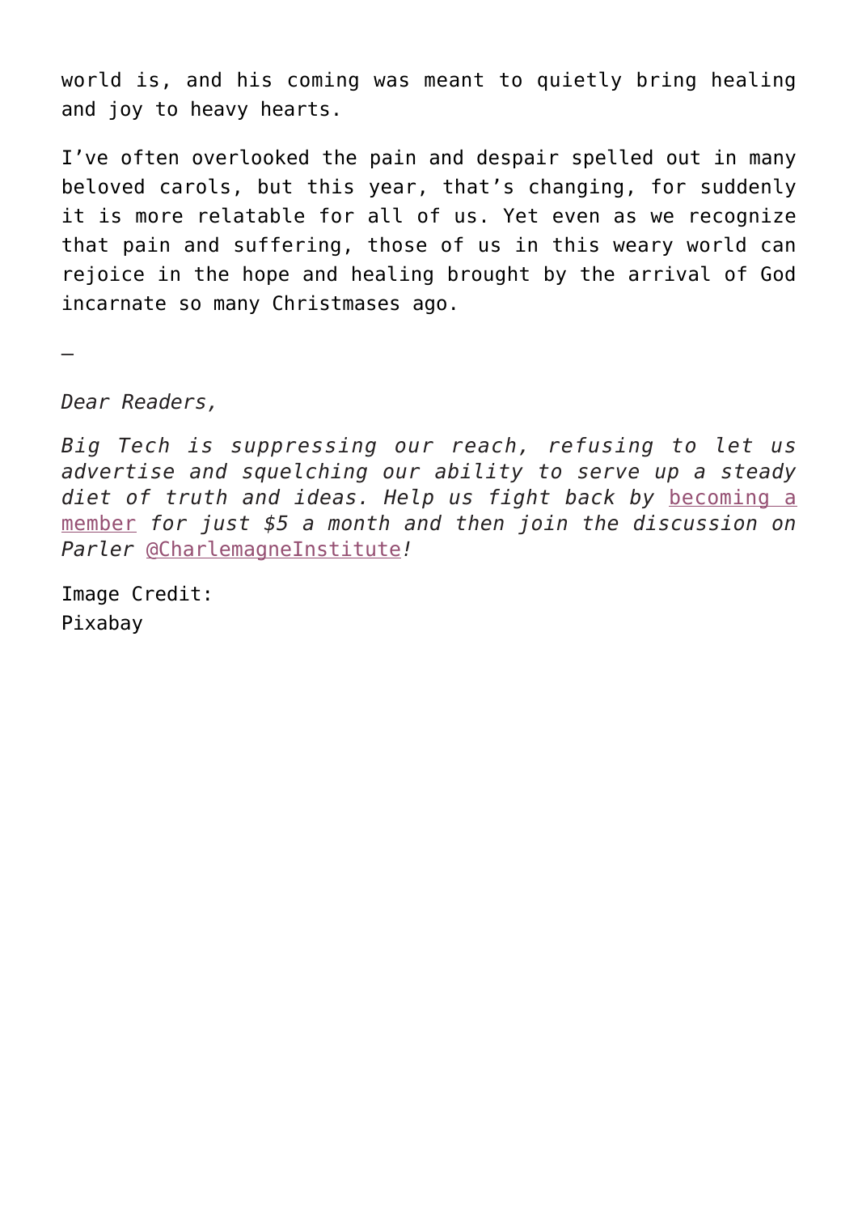world is, and his coming was meant to quietly bring healing and joy to heavy hearts.

I've often overlooked the pain and despair spelled out in many beloved carols, but this year, that's changing, for suddenly it is more relatable for all of us. Yet even as we recognize that pain and suffering, those of us in this weary world can rejoice in the hope and healing brought by the arrival of God incarnate so many Christmases ago.

—

*Dear Readers,*

*Big Tech is suppressing our reach, refusing to let us advertise and squelching our ability to serve up a steady diet of truth and ideas. Help us fight back by* becoming a member *for just $5 a month and then join the discussion on Parler* @CharlemagneInstitute*!*

Image Credit:
Pixabay